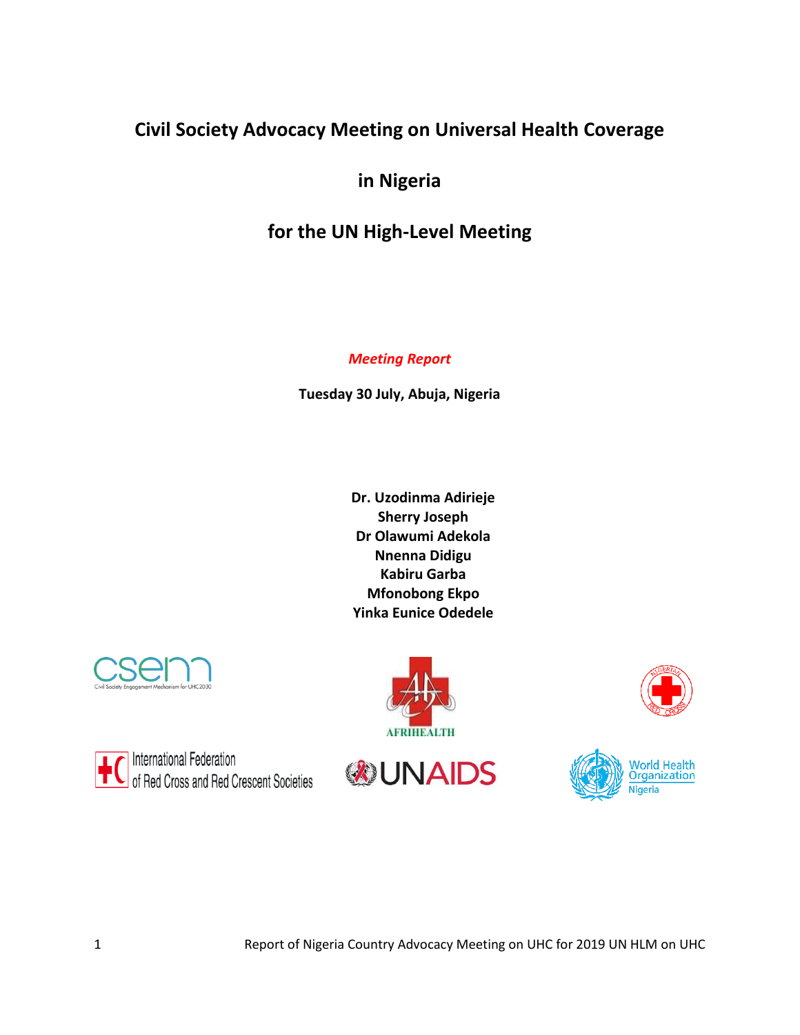# Civil Society Advocacy Meeting on Universal Health Coverage

# in Nigeria

# for the UN High-Level Meeting

*Meeting Report*

**Tuesday 30 July, Abuja, Nigeria**

**Dr. Uzodinma Adirieje**
**Sherry Joseph**
**Dr Olawumi Adekola**
**Nnenna Didigu**
**Kabiru Garba**
**Mfonobong Ekpo**
**Yinka Eunice Odedele**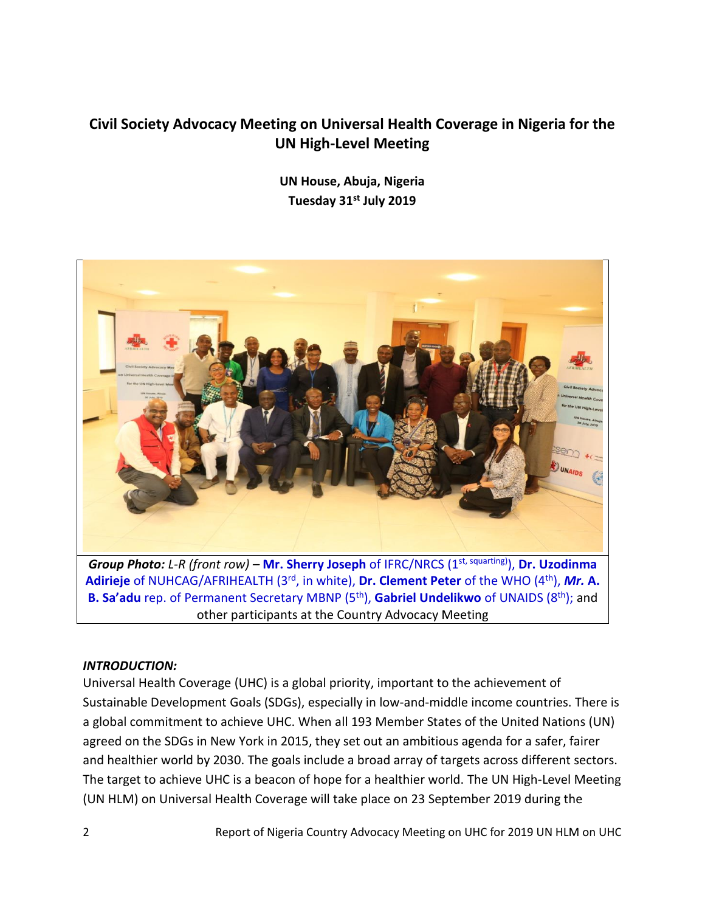## Civil Society Advocacy Meeting on Universal Health Coverage in Nigeria for the UN High-Level Meeting

**UN House, Abuja, Nigeria**
**Tuesday 31st July 2019**

***Group Photo:*** *L-R (front row)* – **Mr. Sherry Joseph** of IFRC/NRCS (1st, squarting)), **Dr. Uzodinma Adirieje** of NUHCAG/AFRIHEALTH (3rd, in white), **Dr. Clement Peter** of the WHO (4th), ***Mr.* A. B. Sa'adu** rep. of Permanent Secretary MBNP (5th), **Gabriel Undelikwo** of UNAIDS (8th); and other participants at the Country Advocacy Meeting

***INTRODUCTION:***

Universal Health Coverage (UHC) is a global priority, important to the achievement of Sustainable Development Goals (SDGs), especially in low-and-middle income countries. There is a global commitment to achieve UHC. When all 193 Member States of the United Nations (UN) agreed on the SDGs in New York in 2015, they set out an ambitious agenda for a safer, fairer and healthier world by 2030. The goals include a broad array of targets across different sectors. The target to achieve UHC is a beacon of hope for a healthier world. The UN High-Level Meeting (UN HLM) on Universal Health Coverage will take place on 23 September 2019 during the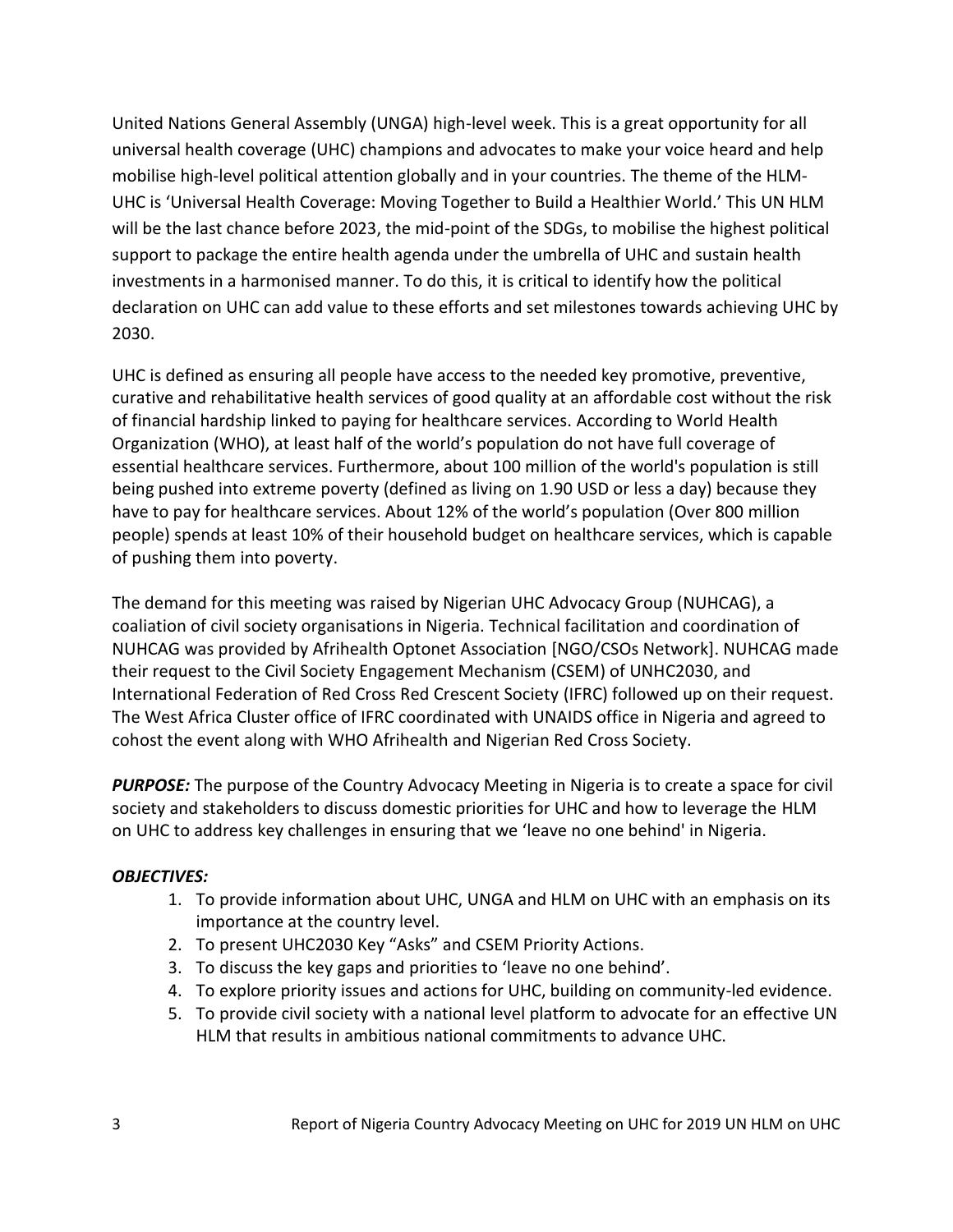United Nations General Assembly (UNGA) high-level week. This is a great opportunity for all universal health coverage (UHC) champions and advocates to make your voice heard and help mobilise high-level political attention globally and in your countries. The theme of the HLM-UHC is 'Universal Health Coverage: Moving Together to Build a Healthier World.' This UN HLM will be the last chance before 2023, the mid-point of the SDGs, to mobilise the highest political support to package the entire health agenda under the umbrella of UHC and sustain health investments in a harmonised manner. To do this, it is critical to identify how the political declaration on UHC can add value to these efforts and set milestones towards achieving UHC by 2030.

UHC is defined as ensuring all people have access to the needed key promotive, preventive, curative and rehabilitative health services of good quality at an affordable cost without the risk of financial hardship linked to paying for healthcare services. According to World Health Organization (WHO), at least half of the world's population do not have full coverage of essential healthcare services. Furthermore, about 100 million of the world's population is still being pushed into extreme poverty (defined as living on 1.90 USD or less a day) because they have to pay for healthcare services. About 12% of the world's population (Over 800 million people) spends at least 10% of their household budget on healthcare services, which is capable of pushing them into poverty.

The demand for this meeting was raised by Nigerian UHC Advocacy Group (NUHCAG), a coaliation of civil society organisations in Nigeria. Technical facilitation and coordination of NUHCAG was provided by Afrihealth Optonet Association [NGO/CSOs Network]. NUHCAG made their request to the Civil Society Engagement Mechanism (CSEM) of UNHC2030, and International Federation of Red Cross Red Crescent Society (IFRC) followed up on their request. The West Africa Cluster office of IFRC coordinated with UNAIDS office in Nigeria and agreed to cohost the event along with WHO Afrihealth and Nigerian Red Cross Society.

***PURPOSE:*** The purpose of the Country Advocacy Meeting in Nigeria is to create a space for civil society and stakeholders to discuss domestic priorities for UHC and how to leverage the HLM on UHC to address key challenges in ensuring that we 'leave no one behind' in Nigeria.

***OBJECTIVES:***

1. To provide information about UHC, UNGA and HLM on UHC with an emphasis on its importance at the country level.
2. To present UHC2030 Key "Asks" and CSEM Priority Actions.
3. To discuss the key gaps and priorities to 'leave no one behind'.
4. To explore priority issues and actions for UHC, building on community-led evidence.
5. To provide civil society with a national level platform to advocate for an effective UN HLM that results in ambitious national commitments to advance UHC.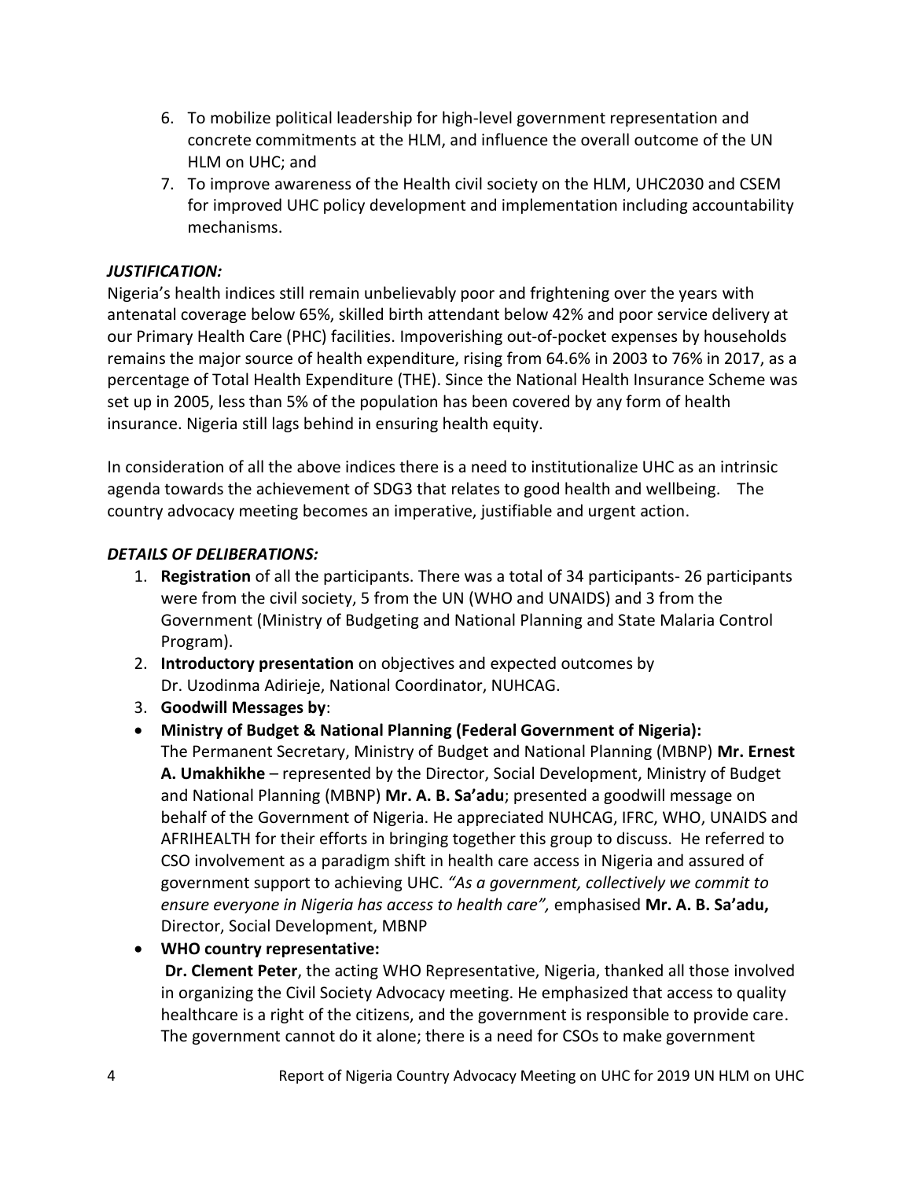6. To mobilize political leadership for high-level government representation and concrete commitments at the HLM, and influence the overall outcome of the UN HLM on UHC; and
7. To improve awareness of the Health civil society on the HLM, UHC2030 and CSEM for improved UHC policy development and implementation including accountability mechanisms.

### *JUSTIFICATION:*

Nigeria's health indices still remain unbelievably poor and frightening over the years with antenatal coverage below 65%, skilled birth attendant below 42% and poor service delivery at our Primary Health Care (PHC) facilities. Impoverishing out-of-pocket expenses by households remains the major source of health expenditure, rising from 64.6% in 2003 to 76% in 2017, as a percentage of Total Health Expenditure (THE). Since the National Health Insurance Scheme was set up in 2005, less than 5% of the population has been covered by any form of health insurance. Nigeria still lags behind in ensuring health equity.

In consideration of all the above indices there is a need to institutionalize UHC as an intrinsic agenda towards the achievement of SDG3 that relates to good health and wellbeing. The country advocacy meeting becomes an imperative, justifiable and urgent action.

### *DETAILS OF DELIBERATIONS:*

1. **Registration** of all the participants. There was a total of 34 participants- 26 participants were from the civil society, 5 from the UN (WHO and UNAIDS) and 3 from the Government (Ministry of Budgeting and National Planning and State Malaria Control Program).
2. **Introductory presentation** on objectives and expected outcomes by Dr. Uzodinma Adirieje, National Coordinator, NUHCAG.
3. **Goodwill Messages by**:

- **Ministry of Budget & National Planning (Federal Government of Nigeria):**
  The Permanent Secretary, Ministry of Budget and National Planning (MBNP) **Mr. Ernest A. Umakhikhe** – represented by the Director, Social Development, Ministry of Budget and National Planning (MBNP) **Mr. A. B. Sa'adu**; presented a goodwill message on behalf of the Government of Nigeria. He appreciated NUHCAG, IFRC, WHO, UNAIDS and AFRIHEALTH for their efforts in bringing together this group to discuss. He referred to CSO involvement as a paradigm shift in health care access in Nigeria and assured of government support to achieving UHC. *"As a government, collectively we commit to ensure everyone in Nigeria has access to health care",* emphasised **Mr. A. B. Sa'adu,** Director, Social Development, MBNP
- **WHO country representative:**
  **Dr. Clement Peter**, the acting WHO Representative, Nigeria, thanked all those involved in organizing the Civil Society Advocacy meeting. He emphasized that access to quality healthcare is a right of the citizens, and the government is responsible to provide care. The government cannot do it alone; there is a need for CSOs to make government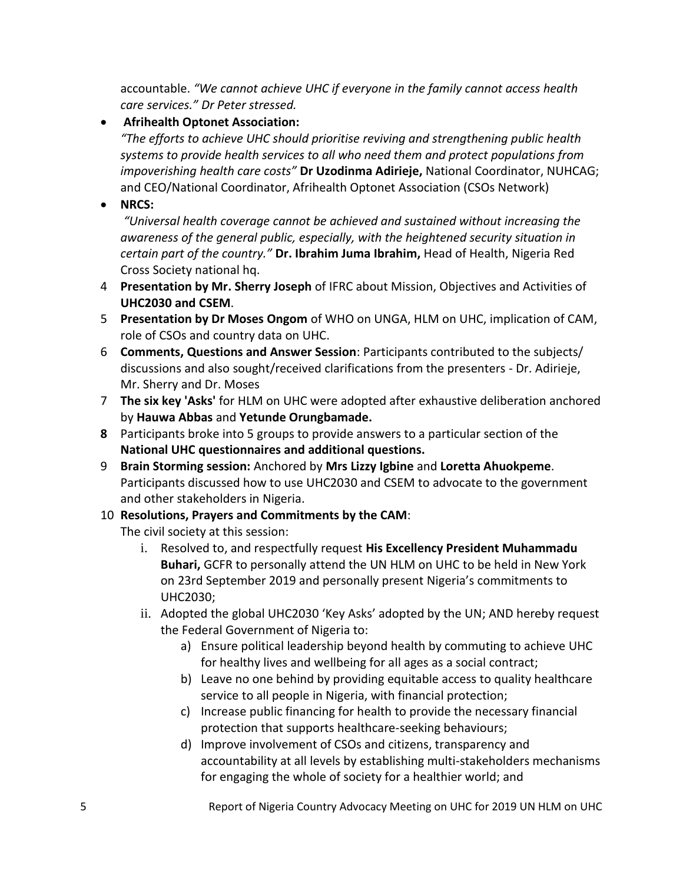accountable. *"We cannot achieve UHC if everyone in the family cannot access health care services." Dr Peter stressed.*

- **Afrihealth Optonet Association:**
  *"The efforts to achieve UHC should prioritise reviving and strengthening public health systems to provide health services to all who need them and protect populations from impoverishing health care costs"* **Dr Uzodinma Adirieje,** National Coordinator, NUHCAG; and CEO/National Coordinator, Afrihealth Optonet Association (CSOs Network)
- **NRCS:**
  *"Universal health coverage cannot be achieved and sustained without increasing the awareness of the general public, especially, with the heightened security situation in certain part of the country."* **Dr. Ibrahim Juma Ibrahim,** Head of Health, Nigeria Red Cross Society national hq.

4. **Presentation by Mr. Sherry Joseph** of IFRC about Mission, Objectives and Activities of **UHC2030 and CSEM**.
5. **Presentation by Dr Moses Ongom** of WHO on UNGA, HLM on UHC, implication of CAM, role of CSOs and country data on UHC.
6. **Comments, Questions and Answer Session**: Participants contributed to the subjects/ discussions and also sought/received clarifications from the presenters - Dr. Adirieje, Mr. Sherry and Dr. Moses
7. **The six key 'Asks'** for HLM on UHC were adopted after exhaustive deliberation anchored by **Hauwa Abbas** and **Yetunde Orungbamade.**
8. Participants broke into 5 groups to provide answers to a particular section of the **National UHC questionnaires and additional questions.**
9. **Brain Storming session:** Anchored by **Mrs Lizzy Igbine** and **Loretta Ahuokpeme**. Participants discussed how to use UHC2030 and CSEM to advocate to the government and other stakeholders in Nigeria.
10. **Resolutions, Prayers and Commitments by the CAM**:
    The civil society at this session:
    i. Resolved to, and respectfully request **His Excellency President Muhammadu Buhari,** GCFR to personally attend the UN HLM on UHC to be held in New York on 23rd September 2019 and personally present Nigeria's commitments to UHC2030;
    ii. Adopted the global UHC2030 'Key Asks' adopted by the UN; AND hereby request the Federal Government of Nigeria to:
        a) Ensure political leadership beyond health by commuting to achieve UHC for healthy lives and wellbeing for all ages as a social contract;
        b) Leave no one behind by providing equitable access to quality healthcare service to all people in Nigeria, with financial protection;
        c) Increase public financing for health to provide the necessary financial protection that supports healthcare-seeking behaviours;
        d) Improve involvement of CSOs and citizens, transparency and accountability at all levels by establishing multi-stakeholders mechanisms for engaging the whole of society for a healthier world; and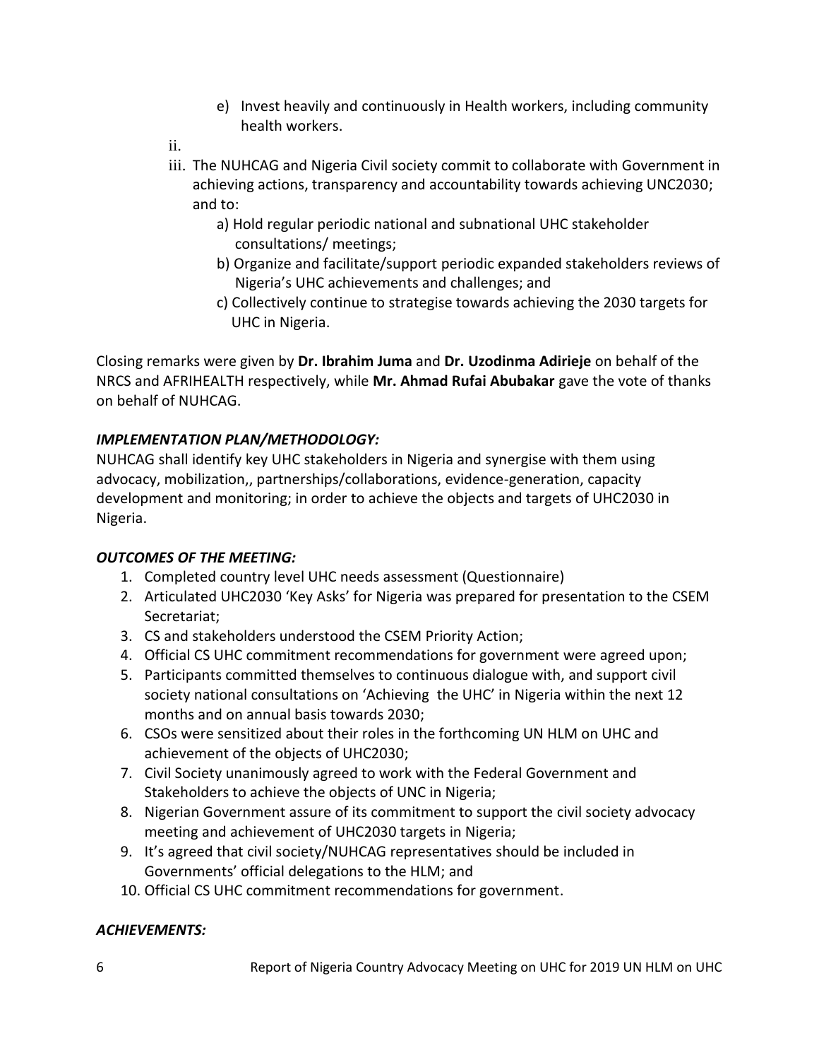e) Invest heavily and continuously in Health workers, including community health workers.

ii.

iii. The NUHCAG and Nigeria Civil society commit to collaborate with Government in achieving actions, transparency and accountability towards achieving UNC2030; and to:

   a) Hold regular periodic national and subnational UHC stakeholder consultations/ meetings;

   b) Organize and facilitate/support periodic expanded stakeholders reviews of Nigeria's UHC achievements and challenges; and

   c) Collectively continue to strategise towards achieving the 2030 targets for UHC in Nigeria.

Closing remarks were given by **Dr. Ibrahim Juma** and **Dr. Uzodinma Adirieje** on behalf of the NRCS and AFRIHEALTH respectively, while **Mr. Ahmad Rufai Abubakar** gave the vote of thanks on behalf of NUHCAG.

***IMPLEMENTATION PLAN/METHODOLOGY:***

NUHCAG shall identify key UHC stakeholders in Nigeria and synergise with them using advocacy, mobilization,, partnerships/collaborations, evidence-generation, capacity development and monitoring; in order to achieve the objects and targets of UHC2030 in Nigeria.

***OUTCOMES OF THE MEETING:***

1. Completed country level UHC needs assessment (Questionnaire)
2. Articulated UHC2030 'Key Asks' for Nigeria was prepared for presentation to the CSEM Secretariat;
3. CS and stakeholders understood the CSEM Priority Action;
4. Official CS UHC commitment recommendations for government were agreed upon;
5. Participants committed themselves to continuous dialogue with, and support civil society national consultations on 'Achieving the UHC' in Nigeria within the next 12 months and on annual basis towards 2030;
6. CSOs were sensitized about their roles in the forthcoming UN HLM on UHC and achievement of the objects of UHC2030;
7. Civil Society unanimously agreed to work with the Federal Government and Stakeholders to achieve the objects of UNC in Nigeria;
8. Nigerian Government assure of its commitment to support the civil society advocacy meeting and achievement of UHC2030 targets in Nigeria;
9. It's agreed that civil society/NUHCAG representatives should be included in Governments' official delegations to the HLM; and
10. Official CS UHC commitment recommendations for government.

***ACHIEVEMENTS:***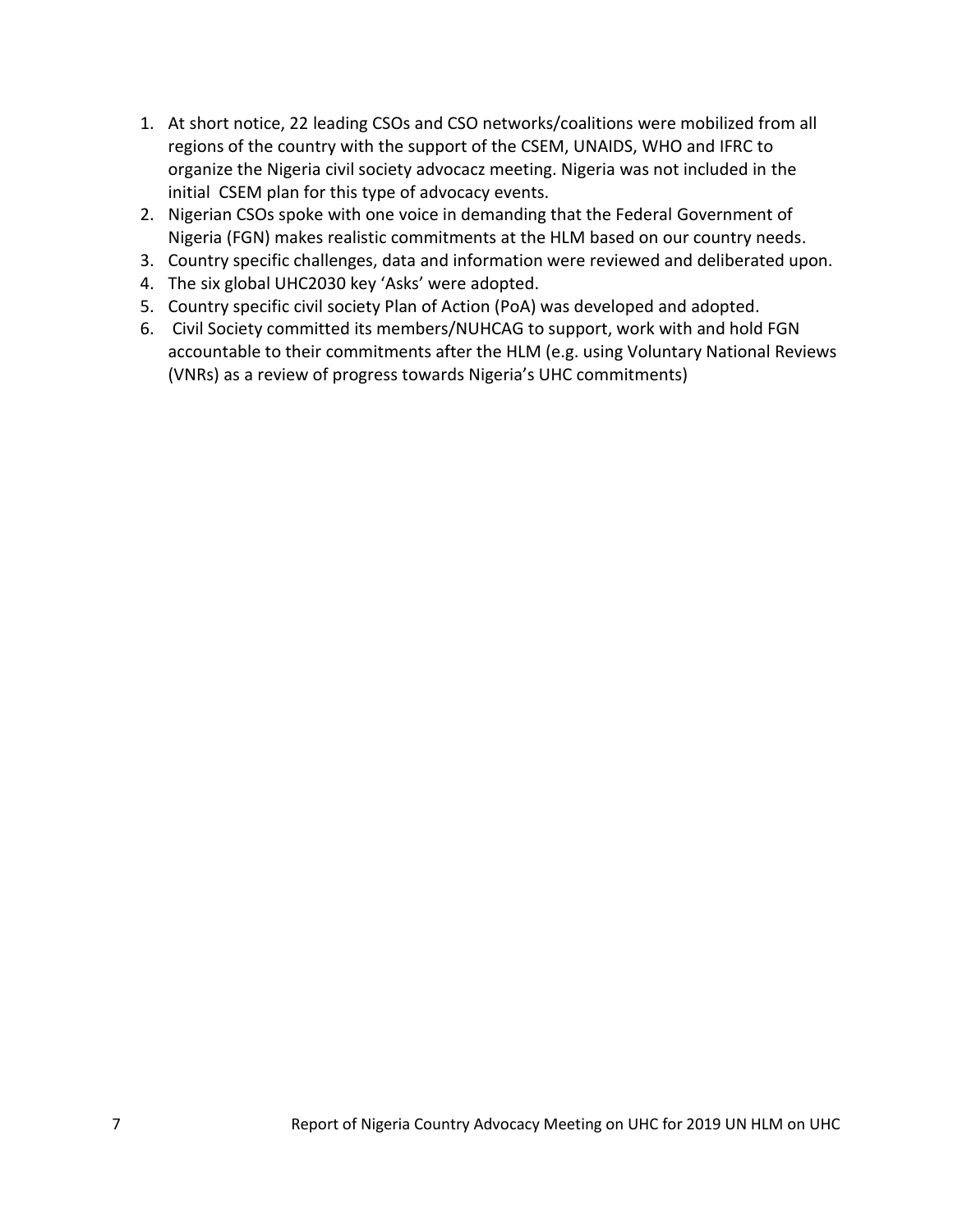1. At short notice, 22 leading CSOs and CSO networks/coalitions were mobilized from all regions of the country with the support of the CSEM, UNAIDS, WHO and IFRC to organize the Nigeria civil society advocacz meeting. Nigeria was not included in the initial CSEM plan for this type of advocacy events.
2. Nigerian CSOs spoke with one voice in demanding that the Federal Government of Nigeria (FGN) makes realistic commitments at the HLM based on our country needs.
3. Country specific challenges, data and information were reviewed and deliberated upon.
4. The six global UHC2030 key 'Asks' were adopted.
5. Country specific civil society Plan of Action (PoA) was developed and adopted.
6. Civil Society committed its members/NUHCAG to support, work with and hold FGN accountable to their commitments after the HLM (e.g. using Voluntary National Reviews (VNRs) as a review of progress towards Nigeria's UHC commitments)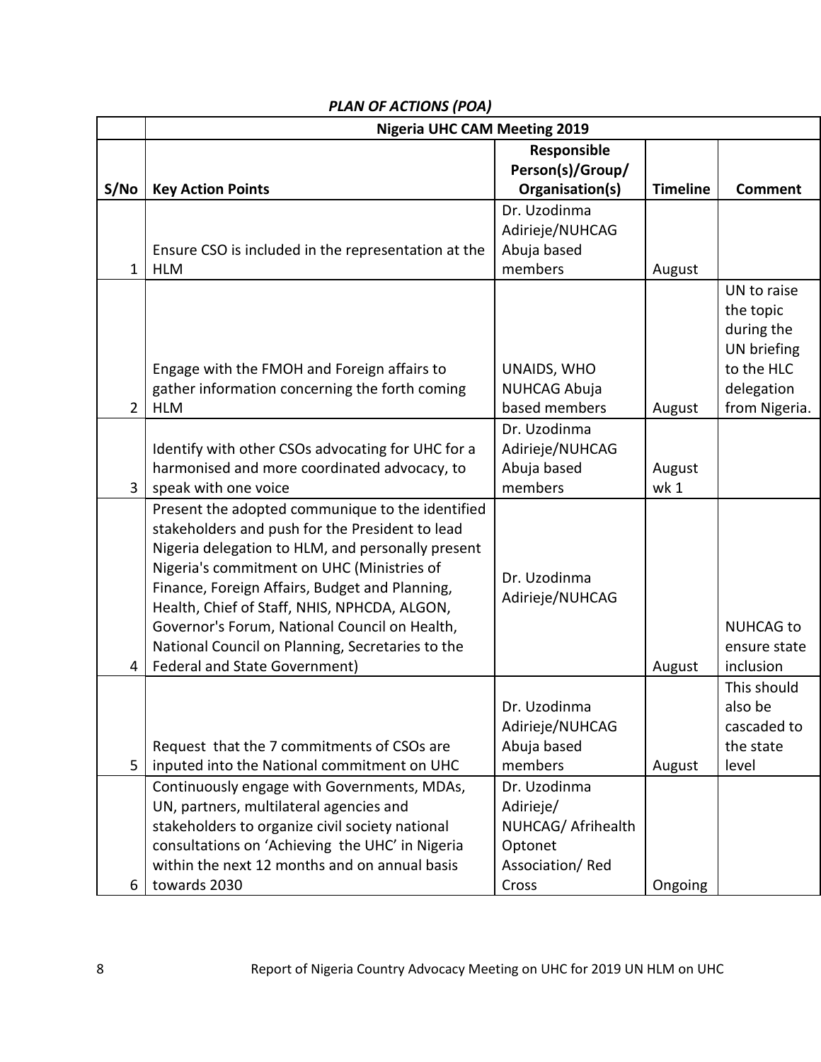***PLAN OF ACTIONS (POA)***

| | Nigeria UHC CAM Meeting 2019 | | | |
|---|---|---|---|---|
| **S/No** | **Key Action Points** | **Responsible Person(s)/Group/ Organisation(s)** | **Timeline** | **Comment** |
| 1 | Ensure CSO is included in the representation at the HLM | Dr. Uzodinma Adirieje/NUHCAG Abuja based members | August | |
| 2 | Engage with the FMOH and Foreign affairs to gather information concerning the forth coming HLM | UNAIDS, WHO NUHCAG Abuja based members | August | UN to raise the topic during the UN briefing to the HLC delegation from Nigeria. |
| 3 | Identify with other CSOs advocating for UHC for a harmonised and more coordinated advocacy, to speak with one voice | Dr. Uzodinma Adirieje/NUHCAG Abuja based members | August wk 1 | |
| 4 | Present the adopted communique to the identified stakeholders and push for the President to lead Nigeria delegation to HLM, and personally present Nigeria's commitment on UHC (Ministries of Finance, Foreign Affairs, Budget and Planning, Health, Chief of Staff, NHIS, NPHCDA, ALGON, Governor's Forum, National Council on Health, National Council on Planning, Secretaries to the Federal and State Government) | Dr. Uzodinma Adirieje/NUHCAG | August | NUHCAG to ensure state inclusion |
| 5 | Request that the 7 commitments of CSOs are inputed into the National commitment on UHC | Dr. Uzodinma Adirieje/NUHCAG Abuja based members | August | This should also be cascaded to the state level |
| 6 | Continuously engage with Governments, MDAs, UN, partners, multilateral agencies and stakeholders to organize civil society national consultations on 'Achieving the UHC' in Nigeria within the next 12 months and on annual basis towards 2030 | Dr. Uzodinma Adirieje/ NUHCAG/ Afrihealth Optonet Association/ Red Cross | Ongoing | |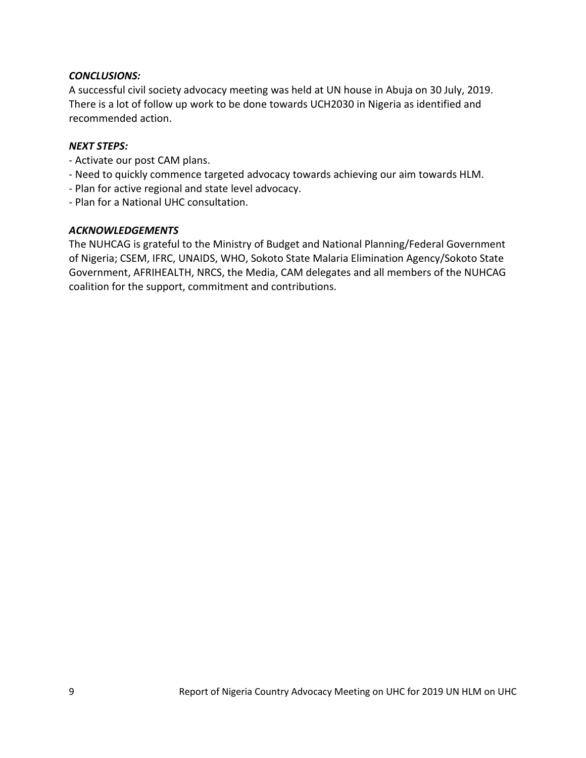### *CONCLUSIONS:*

A successful civil society advocacy meeting was held at UN house in Abuja on 30 July, 2019. There is a lot of follow up work to be done towards UCH2030 in Nigeria as identified and recommended action.

### *NEXT STEPS:*

- Activate our post CAM plans.
- Need to quickly commence targeted advocacy towards achieving our aim towards HLM.
- Plan for active regional and state level advocacy.
- Plan for a National UHC consultation.

### *ACKNOWLEDGEMENTS*

The NUHCAG is grateful to the Ministry of Budget and National Planning/Federal Government of Nigeria; CSEM, IFRC, UNAIDS, WHO, Sokoto State Malaria Elimination Agency/Sokoto State Government, AFRIHEALTH, NRCS, the Media, CAM delegates and all members of the NUHCAG coalition for the support, commitment and contributions.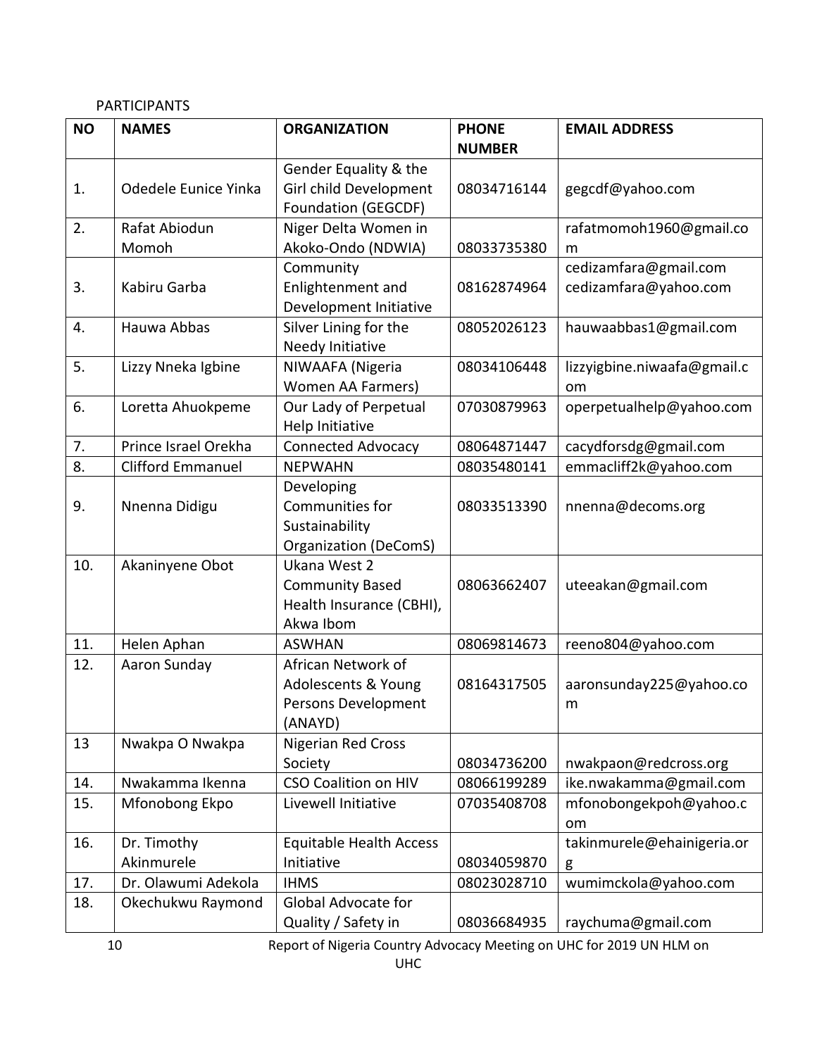PARTICIPANTS

| NO | NAMES | ORGANIZATION | PHONE NUMBER | EMAIL ADDRESS |
|---|---|---|---|---|
| 1. | Odedele Eunice Yinka | Gender Equality & the Girl child Development Foundation (GEGCDF) | 08034716144 | gegcdf@yahoo.com |
| 2. | Rafat Abiodun Momoh | Niger Delta Women in Akoko-Ondo (NDWIA) | 08033735380 | rafatmomoh1960@gmail.com |
| 3. | Kabiru Garba | Community Enlightenment and Development Initiative | 08162874964 | cedizamfara@gmail.com cedizamfara@yahoo.com |
| 4. | Hauwa Abbas | Silver Lining for the Needy Initiative | 08052026123 | hauwaabbas1@gmail.com |
| 5. | Lizzy Nneka Igbine | NIWAAFA (Nigeria Women AA Farmers) | 08034106448 | lizzyigbine.niwaafa@gmail.com |
| 6. | Loretta Ahuokpeme | Our Lady of Perpetual Help Initiative | 07030879963 | operpetualhelp@yahoo.com |
| 7. | Prince Israel Orekha | Connected Advocacy | 08064871447 | cacydforsdg@gmail.com |
| 8. | Clifford Emmanuel | NEPWAHN | 08035480141 | emmacliff2k@yahoo.com |
| 9. | Nnenna Didigu | Developing Communities for Sustainability Organization (DeComS) | 08033513390 | nnenna@decoms.org |
| 10. | Akaninyene Obot | Ukana West 2 Community Based Health Insurance (CBHI), Akwa Ibom | 08063662407 | uteeakan@gmail.com |
| 11. | Helen Aphan | ASWHAN | 08069814673 | reeno804@yahoo.com |
| 12. | Aaron Sunday | African Network of Adolescents & Young Persons Development (ANAYD) | 08164317505 | aaronsunday225@yahoo.com |
| 13 | Nwakpa O Nwakpa | Nigerian Red Cross Society | 08034736200 | nwakpaon@redcross.org |
| 14. | Nwakamma Ikenna | CSO Coalition on HIV | 08066199289 | ike.nwakamma@gmail.com |
| 15. | Mfonobong Ekpo | Livewell Initiative | 07035408708 | mfonobongekpoh@yahoo.com |
| 16. | Dr. Timothy Akinmurele | Equitable Health Access Initiative | 08034059870 | takinmurele@ehainigeria.org |
| 17. | Dr. Olawumi Adekola | IHMS | 08023028710 | wumimckola@yahoo.com |
| 18. | Okechukwu Raymond | Global Advocate for Quality / Safety in | 08036684935 | raychuma@gmail.com |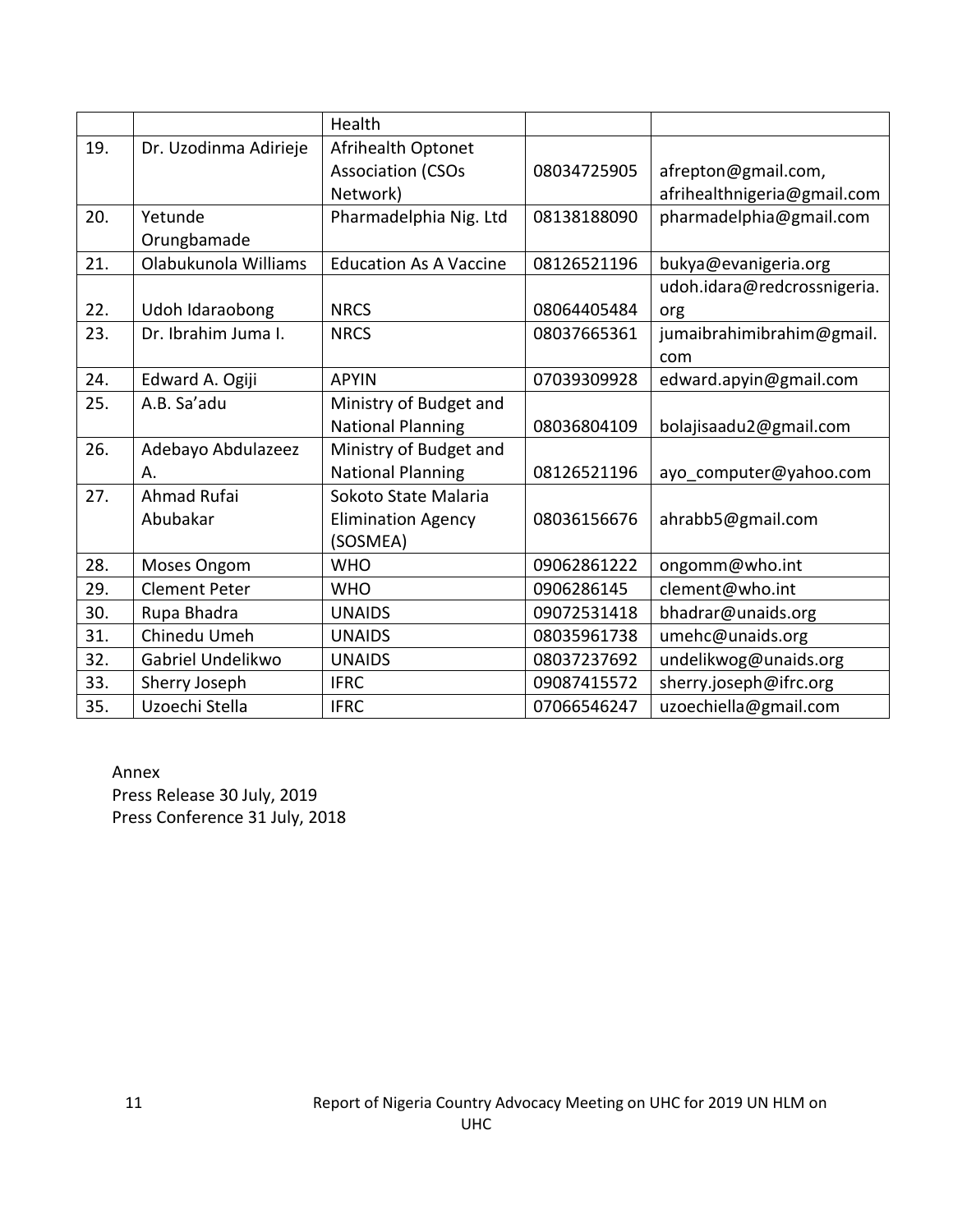| | | | | |
|---|---|---|---|---|
| | | Health | | |
| 19. | Dr. Uzodinma Adirieje | Afrihealth Optonet Association (CSOs Network) | 08034725905 | afrepton@gmail.com, afrihealthnigeria@gmail.com |
| 20. | Yetunde Orungbamade | Pharmadelphia Nig. Ltd | 08138188090 | pharmadelphia@gmail.com |
| 21. | Olabukunola Williams | Education As A Vaccine | 08126521196 | bukya@evanigeria.org |
| 22. | Udoh Idaraobong | NRCS | 08064405484 | udoh.idara@redcrossnigeria.org |
| 23. | Dr. Ibrahim Juma I. | NRCS | 08037665361 | jumaibrahimibrahim@gmail.com |
| 24. | Edward A. Ogiji | APYIN | 07039309928 | edward.apyin@gmail.com |
| 25. | A.B. Sa'adu | Ministry of Budget and National Planning | 08036804109 | bolajisaadu2@gmail.com |
| 26. | Adebayo Abdulazeez A. | Ministry of Budget and National Planning | 08126521196 | ayo_computer@yahoo.com |
| 27. | Ahmad Rufai Abubakar | Sokoto State Malaria Elimination Agency (SOSMEA) | 08036156676 | ahrabb5@gmail.com |
| 28. | Moses Ongom | WHO | 09062861222 | ongomm@who.int |
| 29. | Clement Peter | WHO | 0906286145 | clement@who.int |
| 30. | Rupa Bhadra | UNAIDS | 09072531418 | bhadrar@unaids.org |
| 31. | Chinedu Umeh | UNAIDS | 08035961738 | umehc@unaids.org |
| 32. | Gabriel Undelikwo | UNAIDS | 08037237692 | undelikwog@unaids.org |
| 33. | Sherry Joseph | IFRC | 09087415572 | sherry.joseph@ifrc.org |
| 35. | Uzoechi Stella | IFRC | 07066546247 | uzoechiella@gmail.com |

Annex
Press Release 30 July, 2019
Press Conference 31 July, 2018